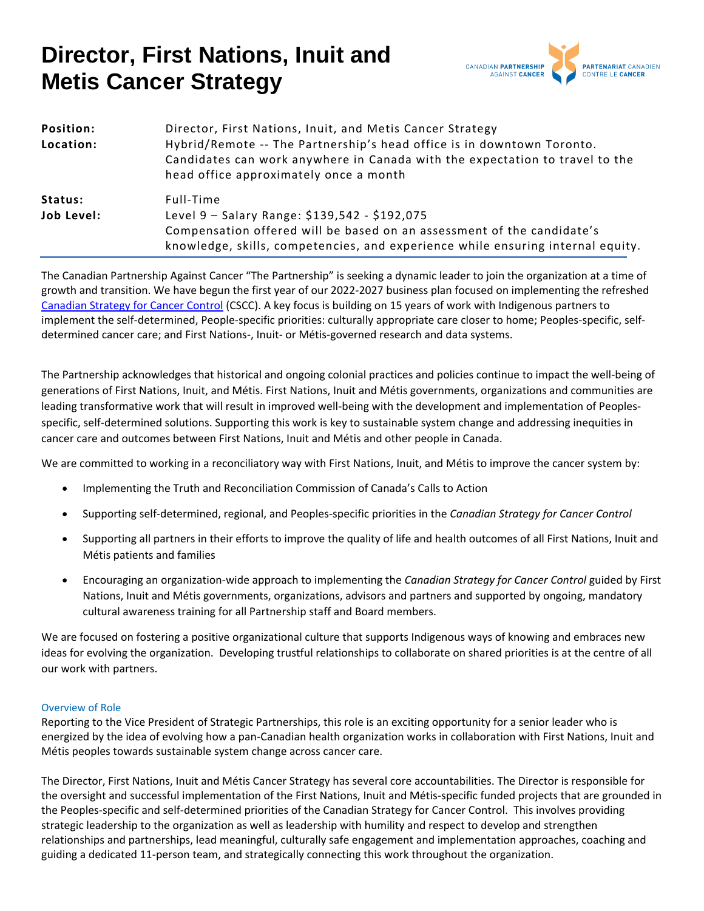# Director, First Nations, Inuit and Metis Cancer Strategy

| | |
|---|---|
| **Position:** | Director, First Nations, Inuit, and Metis Cancer Strategy |
| **Location:** | Hybrid/Remote -- The Partnership's head office is in downtown Toronto. Candidates can work anywhere in Canada with the expectation to travel to the head office approximately once a month |
| **Status:** | Full-Time |
| **Job Level:** | Level 9 – Salary Range: $139,542 - $192,075<br>Compensation offered will be based on an assessment of the candidate's knowledge, skills, competencies, and experience while ensuring internal equity. |

The Canadian Partnership Against Cancer "The Partnership" is seeking a dynamic leader to join the organization at a time of growth and transition. We have begun the first year of our 2022-2027 business plan focused on implementing the refreshed Canadian Strategy for Cancer Control (CSCC). A key focus is building on 15 years of work with Indigenous partners to implement the self-determined, People-specific priorities: culturally appropriate care closer to home; Peoples-specific, self-determined cancer care; and First Nations-, Inuit- or Métis-governed research and data systems.

The Partnership acknowledges that historical and ongoing colonial practices and policies continue to impact the well-being of generations of First Nations, Inuit, and Métis. First Nations, Inuit and Métis governments, organizations and communities are leading transformative work that will result in improved well-being with the development and implementation of Peoples-specific, self-determined solutions. Supporting this work is key to sustainable system change and addressing inequities in cancer care and outcomes between First Nations, Inuit and Métis and other people in Canada.

We are committed to working in a reconciliatory way with First Nations, Inuit, and Métis to improve the cancer system by:

- Implementing the Truth and Reconciliation Commission of Canada's Calls to Action
- Supporting self-determined, regional, and Peoples-specific priorities in the *Canadian Strategy for Cancer Control*
- Supporting all partners in their efforts to improve the quality of life and health outcomes of all First Nations, Inuit and Métis patients and families
- Encouraging an organization-wide approach to implementing the *Canadian Strategy for Cancer Control* guided by First Nations, Inuit and Métis governments, organizations, advisors and partners and supported by ongoing, mandatory cultural awareness training for all Partnership staff and Board members.

We are focused on fostering a positive organizational culture that supports Indigenous ways of knowing and embraces new ideas for evolving the organization. Developing trustful relationships to collaborate on shared priorities is at the centre of all our work with partners.

## Overview of Role

Reporting to the Vice President of Strategic Partnerships, this role is an exciting opportunity for a senior leader who is energized by the idea of evolving how a pan-Canadian health organization works in collaboration with First Nations, Inuit and Métis peoples towards sustainable system change across cancer care.

The Director, First Nations, Inuit and Métis Cancer Strategy has several core accountabilities. The Director is responsible for the oversight and successful implementation of the First Nations, Inuit and Métis-specific funded projects that are grounded in the Peoples-specific and self-determined priorities of the Canadian Strategy for Cancer Control. This involves providing strategic leadership to the organization as well as leadership with humility and respect to develop and strengthen relationships and partnerships, lead meaningful, culturally safe engagement and implementation approaches, coaching and guiding a dedicated 11-person team, and strategically connecting this work throughout the organization.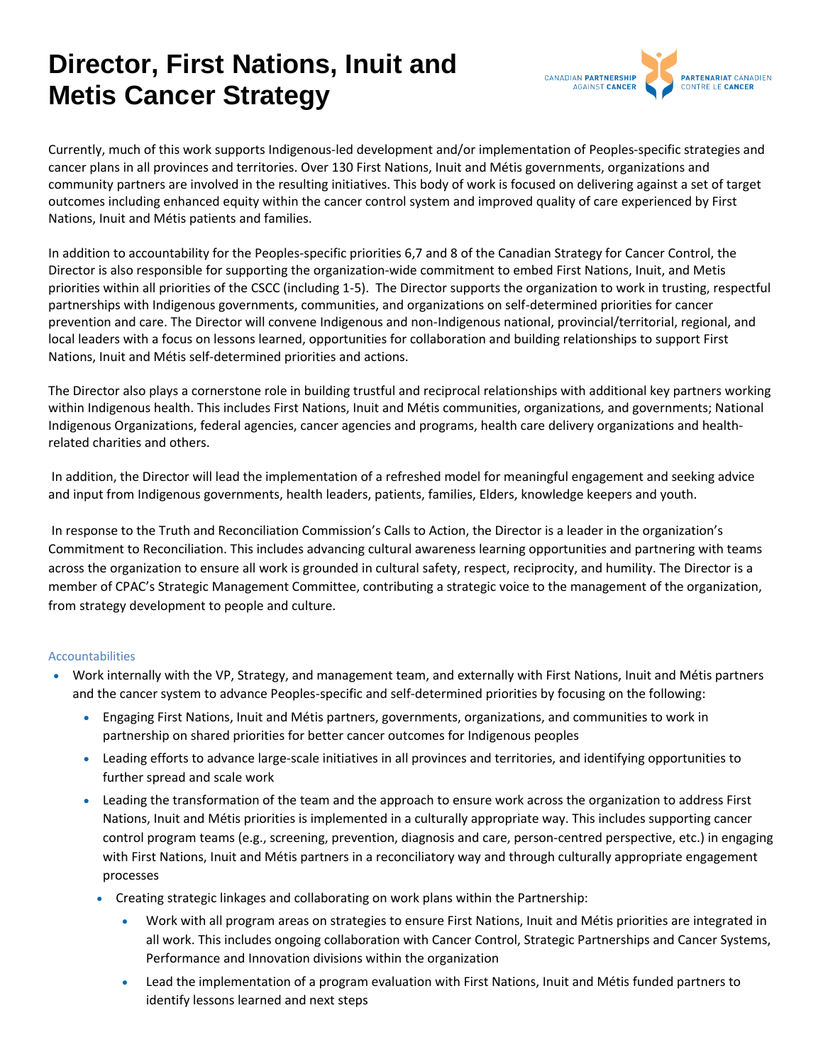# Director, First Nations, Inuit and Metis Cancer Strategy

Currently, much of this work supports Indigenous-led development and/or implementation of Peoples-specific strategies and cancer plans in all provinces and territories. Over 130 First Nations, Inuit and Métis governments, organizations and community partners are involved in the resulting initiatives. This body of work is focused on delivering against a set of target outcomes including enhanced equity within the cancer control system and improved quality of care experienced by First Nations, Inuit and Métis patients and families.

In addition to accountability for the Peoples-specific priorities 6,7 and 8 of the Canadian Strategy for Cancer Control, the Director is also responsible for supporting the organization-wide commitment to embed First Nations, Inuit, and Metis priorities within all priorities of the CSCC (including 1-5). The Director supports the organization to work in trusting, respectful partnerships with Indigenous governments, communities, and organizations on self-determined priorities for cancer prevention and care. The Director will convene Indigenous and non-Indigenous national, provincial/territorial, regional, and local leaders with a focus on lessons learned, opportunities for collaboration and building relationships to support First Nations, Inuit and Métis self-determined priorities and actions.

The Director also plays a cornerstone role in building trustful and reciprocal relationships with additional key partners working within Indigenous health. This includes First Nations, Inuit and Métis communities, organizations, and governments; National Indigenous Organizations, federal agencies, cancer agencies and programs, health care delivery organizations and health-related charities and others.

In addition, the Director will lead the implementation of a refreshed model for meaningful engagement and seeking advice and input from Indigenous governments, health leaders, patients, families, Elders, knowledge keepers and youth.

In response to the Truth and Reconciliation Commission's Calls to Action, the Director is a leader in the organization's Commitment to Reconciliation. This includes advancing cultural awareness learning opportunities and partnering with teams across the organization to ensure all work is grounded in cultural safety, respect, reciprocity, and humility. The Director is a member of CPAC's Strategic Management Committee, contributing a strategic voice to the management of the organization, from strategy development to people and culture.

### Accountabilities

- Work internally with the VP, Strategy, and management team, and externally with First Nations, Inuit and Métis partners and the cancer system to advance Peoples-specific and self-determined priorities by focusing on the following:
  - Engaging First Nations, Inuit and Métis partners, governments, organizations, and communities to work in partnership on shared priorities for better cancer outcomes for Indigenous peoples
  - Leading efforts to advance large-scale initiatives in all provinces and territories, and identifying opportunities to further spread and scale work
  - Leading the transformation of the team and the approach to ensure work across the organization to address First Nations, Inuit and Métis priorities is implemented in a culturally appropriate way. This includes supporting cancer control program teams (e.g., screening, prevention, diagnosis and care, person-centred perspective, etc.) in engaging with First Nations, Inuit and Métis partners in a reconciliatory way and through culturally appropriate engagement processes
  - Creating strategic linkages and collaborating on work plans within the Partnership:
    - Work with all program areas on strategies to ensure First Nations, Inuit and Métis priorities are integrated in all work. This includes ongoing collaboration with Cancer Control, Strategic Partnerships and Cancer Systems, Performance and Innovation divisions within the organization
    - Lead the implementation of a program evaluation with First Nations, Inuit and Métis funded partners to identify lessons learned and next steps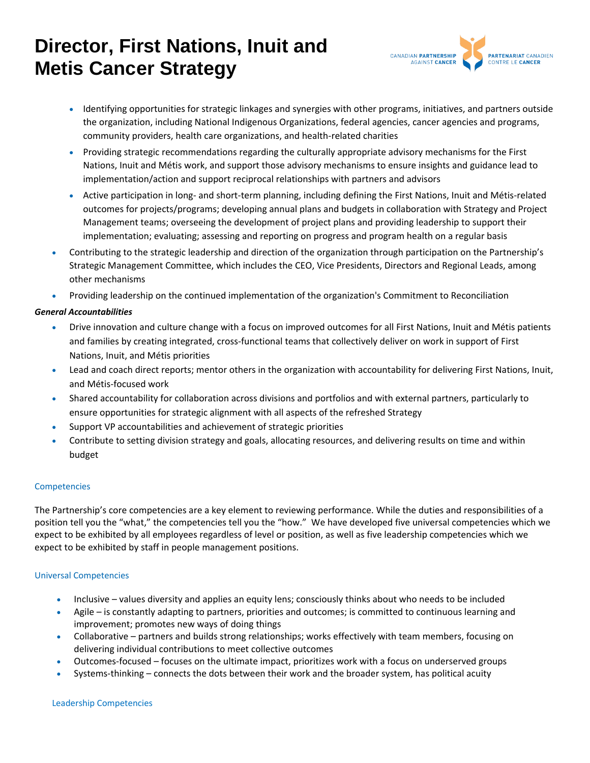- Identifying opportunities for strategic linkages and synergies with other programs, initiatives, and partners outside the organization, including National Indigenous Organizations, federal agencies, cancer agencies and programs, community providers, health care organizations, and health-related charities
  - Providing strategic recommendations regarding the culturally appropriate advisory mechanisms for the First Nations, Inuit and Métis work, and support those advisory mechanisms to ensure insights and guidance lead to implementation/action and support reciprocal relationships with partners and advisors
  - Active participation in long- and short-term planning, including defining the First Nations, Inuit and Métis-related outcomes for projects/programs; developing annual plans and budgets in collaboration with Strategy and Project Management teams; overseeing the development of project plans and providing leadership to support their implementation; evaluating; assessing and reporting on progress and program health on a regular basis
- Contributing to the strategic leadership and direction of the organization through participation on the Partnership's Strategic Management Committee, which includes the CEO, Vice Presidents, Directors and Regional Leads, among other mechanisms
- Providing leadership on the continued implementation of the organization's Commitment to Reconciliation

***General Accountabilities***

- Drive innovation and culture change with a focus on improved outcomes for all First Nations, Inuit and Métis patients and families by creating integrated, cross-functional teams that collectively deliver on work in support of First Nations, Inuit, and Métis priorities
- Lead and coach direct reports; mentor others in the organization with accountability for delivering First Nations, Inuit, and Métis-focused work
- Shared accountability for collaboration across divisions and portfolios and with external partners, particularly to ensure opportunities for strategic alignment with all aspects of the refreshed Strategy
- Support VP accountabilities and achievement of strategic priorities
- Contribute to setting division strategy and goals, allocating resources, and delivering results on time and within budget

## Competencies

The Partnership's core competencies are a key element to reviewing performance. While the duties and responsibilities of a position tell you the "what," the competencies tell you the "how." We have developed five universal competencies which we expect to be exhibited by all employees regardless of level or position, as well as five leadership competencies which we expect to be exhibited by staff in people management positions.

### Universal Competencies

- Inclusive – values diversity and applies an equity lens; consciously thinks about who needs to be included
- Agile – is constantly adapting to partners, priorities and outcomes; is committed to continuous learning and improvement; promotes new ways of doing things
- Collaborative – partners and builds strong relationships; works effectively with team members, focusing on delivering individual contributions to meet collective outcomes
- Outcomes-focused – focuses on the ultimate impact, prioritizes work with a focus on underserved groups
- Systems-thinking – connects the dots between their work and the broader system, has political acuity

### Leadership Competencies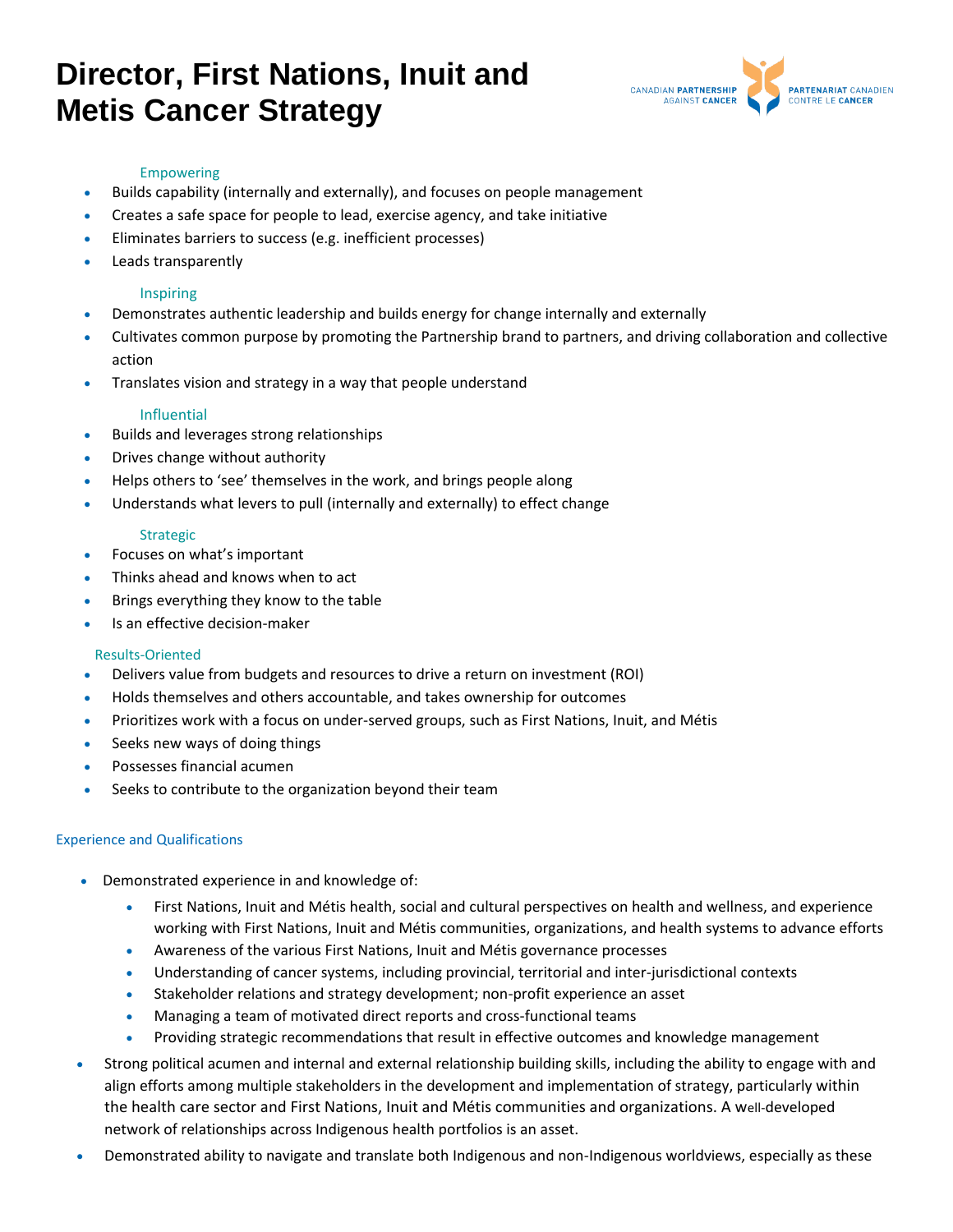# Director, First Nations, Inuit and Metis Cancer Strategy

### Empowering

- Builds capability (internally and externally), and focuses on people management
- Creates a safe space for people to lead, exercise agency, and take initiative
- Eliminates barriers to success (e.g. inefficient processes)
- Leads transparently

### Inspiring

- Demonstrates authentic leadership and builds energy for change internally and externally
- Cultivates common purpose by promoting the Partnership brand to partners, and driving collaboration and collective action
- Translates vision and strategy in a way that people understand

### Influential

- Builds and leverages strong relationships
- Drives change without authority
- Helps others to 'see' themselves in the work, and brings people along
- Understands what levers to pull (internally and externally) to effect change

### Strategic

- Focuses on what's important
- Thinks ahead and knows when to act
- Brings everything they know to the table
- Is an effective decision-maker

### Results-Oriented

- Delivers value from budgets and resources to drive a return on investment (ROI)
- Holds themselves and others accountable, and takes ownership for outcomes
- Prioritizes work with a focus on under-served groups, such as First Nations, Inuit, and Métis
- Seeks new ways of doing things
- Possesses financial acumen
- Seeks to contribute to the organization beyond their team

## Experience and Qualifications

- Demonstrated experience in and knowledge of:
  - First Nations, Inuit and Métis health, social and cultural perspectives on health and wellness, and experience working with First Nations, Inuit and Métis communities, organizations, and health systems to advance efforts
  - Awareness of the various First Nations, Inuit and Métis governance processes
  - Understanding of cancer systems, including provincial, territorial and inter-jurisdictional contexts
  - Stakeholder relations and strategy development; non-profit experience an asset
  - Managing a team of motivated direct reports and cross-functional teams
  - Providing strategic recommendations that result in effective outcomes and knowledge management
- Strong political acumen and internal and external relationship building skills, including the ability to engage with and align efforts among multiple stakeholders in the development and implementation of strategy, particularly within the health care sector and First Nations, Inuit and Métis communities and organizations. A well-developed network of relationships across Indigenous health portfolios is an asset.
- Demonstrated ability to navigate and translate both Indigenous and non-Indigenous worldviews, especially as these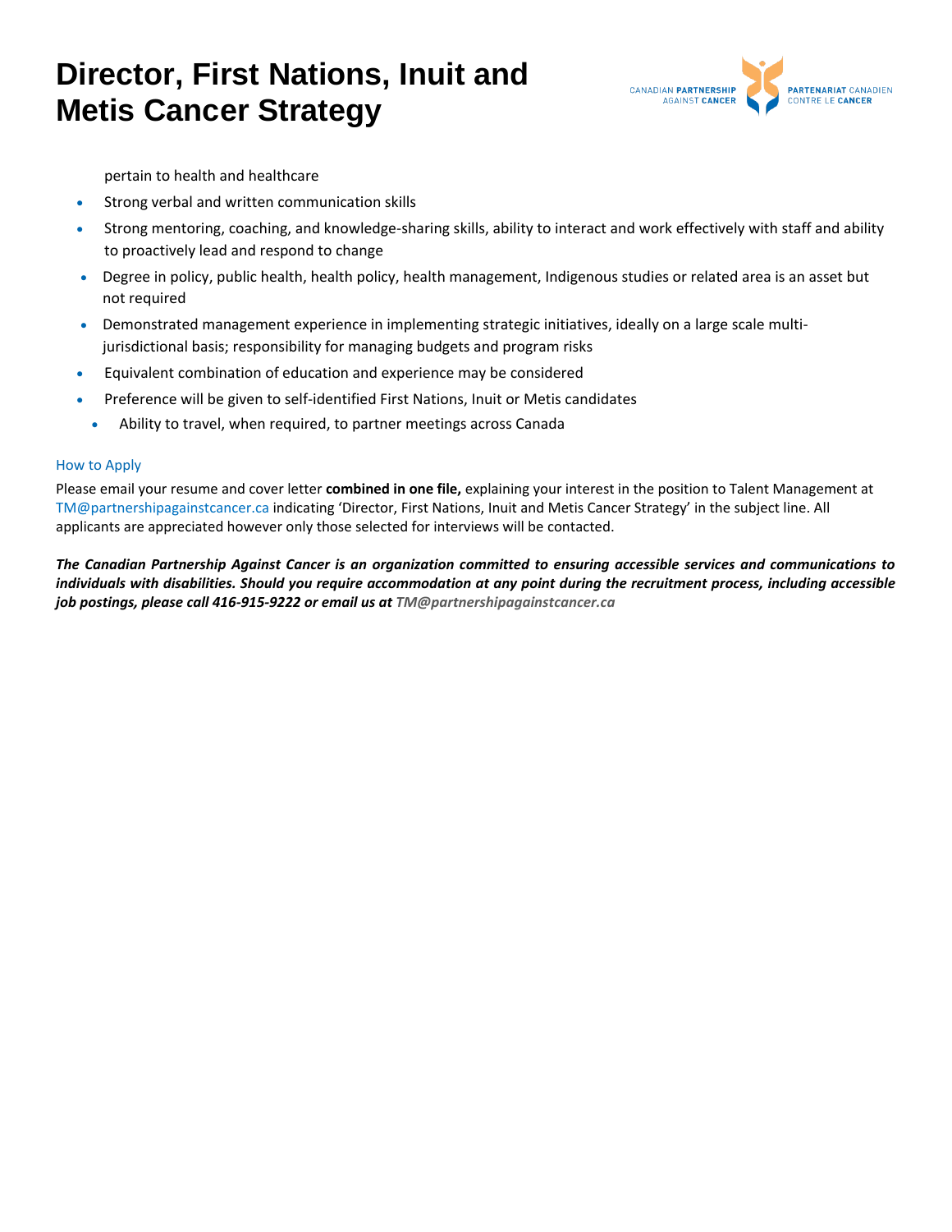pertain to health and healthcare

- Strong verbal and written communication skills
- Strong mentoring, coaching, and knowledge-sharing skills, ability to interact and work effectively with staff and ability to proactively lead and respond to change
- Degree in policy, public health, health policy, health management, Indigenous studies or related area is an asset but not required
- Demonstrated management experience in implementing strategic initiatives, ideally on a large scale multi-jurisdictional basis; responsibility for managing budgets and program risks
- Equivalent combination of education and experience may be considered
- Preference will be given to self-identified First Nations, Inuit or Metis candidates
- Ability to travel, when required, to partner meetings across Canada

### How to Apply

Please email your resume and cover letter **combined in one file,** explaining your interest in the position to Talent Management at TM@partnershipagainstcancer.ca indicating 'Director, First Nations, Inuit and Metis Cancer Strategy' in the subject line. All applicants are appreciated however only those selected for interviews will be contacted.

***The Canadian Partnership Against Cancer is an organization committed to ensuring accessible services and communications to individuals with disabilities. Should you require accommodation at any point during the recruitment process, including accessible job postings, please call 416-915-9222 or email us at TM@partnershipagainstcancer.ca***